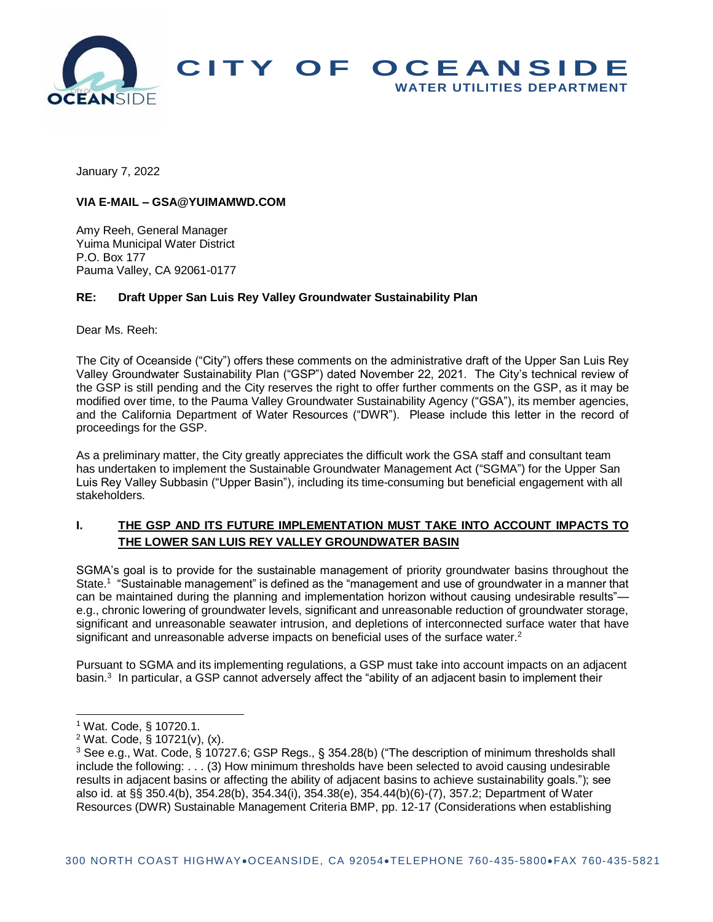# CITY OF OCEANSIDE

**WATER UTILITIES DEPARTMENT**

January 7, 2022

**VIA E-MAIL – GSA@YUIMAMWD.COM**

Amy Reeh, General Manager
Yuima Municipal Water District
P.O. Box 177
Pauma Valley, CA 92061-0177

**RE: Draft Upper San Luis Rey Valley Groundwater Sustainability Plan**

Dear Ms. Reeh:

The City of Oceanside ("City") offers these comments on the administrative draft of the Upper San Luis Rey Valley Groundwater Sustainability Plan ("GSP") dated November 22, 2021. The City's technical review of the GSP is still pending and the City reserves the right to offer further comments on the GSP, as it may be modified over time, to the Pauma Valley Groundwater Sustainability Agency ("GSA"), its member agencies, and the California Department of Water Resources ("DWR"). Please include this letter in the record of proceedings for the GSP.

As a preliminary matter, the City greatly appreciates the difficult work the GSA staff and consultant team has undertaken to implement the Sustainable Groundwater Management Act ("SGMA") for the Upper San Luis Rey Valley Subbasin ("Upper Basin"), including its time-consuming but beneficial engagement with all stakeholders.

## I. THE GSP AND ITS FUTURE IMPLEMENTATION MUST TAKE INTO ACCOUNT IMPACTS TO THE LOWER SAN LUIS REY VALLEY GROUNDWATER BASIN

SGMA's goal is to provide for the sustainable management of priority groundwater basins throughout the State.[1] "Sustainable management" is defined as the "management and use of groundwater in a manner that can be maintained during the planning and implementation horizon without causing undesirable results"—e.g., chronic lowering of groundwater levels, significant and unreasonable reduction of groundwater storage, significant and unreasonable seawater intrusion, and depletions of interconnected surface water that have significant and unreasonable adverse impacts on beneficial uses of the surface water.[2]

Pursuant to SGMA and its implementing regulations, a GSP must take into account impacts on an adjacent basin.[3] In particular, a GSP cannot adversely affect the "ability of an adjacent basin to implement their

---

[1] Wat. Code, § 10720.1.

[2] Wat. Code, § 10721(v), (x).

[3] See e.g., Wat. Code, § 10727.6; GSP Regs., § 354.28(b) ("The description of minimum thresholds shall include the following: . . . (3) How minimum thresholds have been selected to avoid causing undesirable results in adjacent basins or affecting the ability of adjacent basins to achieve sustainability goals."); see also id. at §§ 350.4(b), 354.28(b), 354.34(i), 354.38(e), 354.44(b)(6)-(7), 357.2; Department of Water Resources (DWR) Sustainable Management Criteria BMP, pp. 12-17 (Considerations when establishing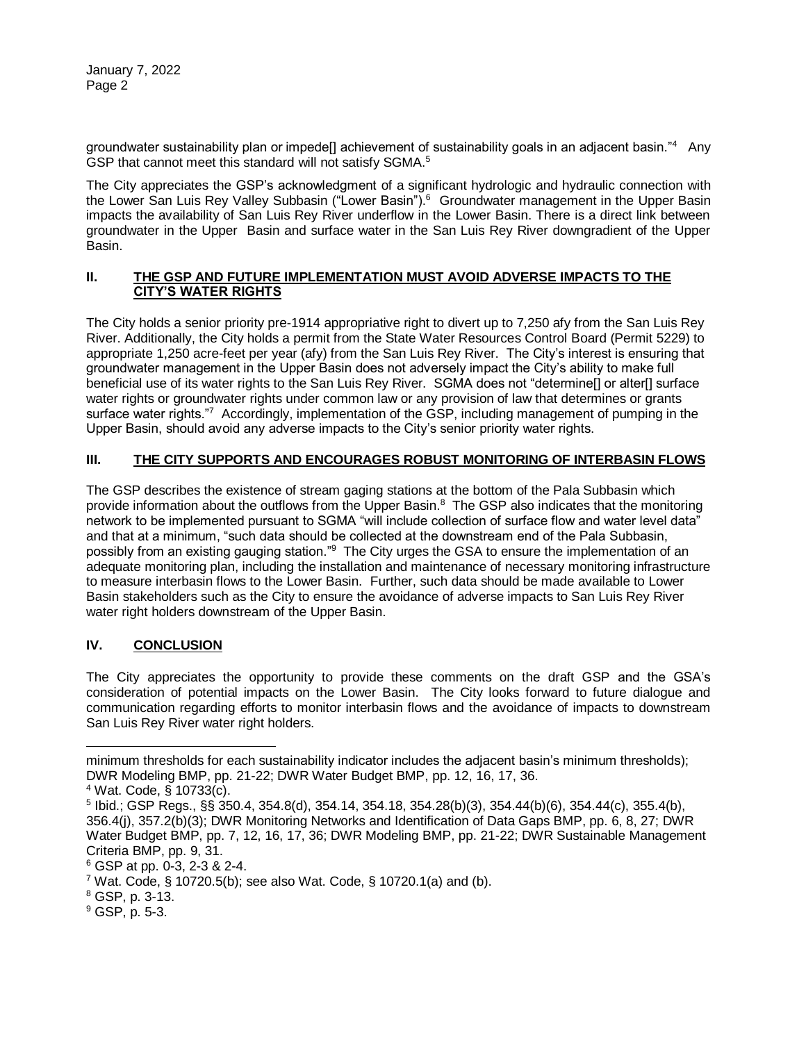groundwater sustainability plan or impede[] achievement of sustainability goals in an adjacent basin."[4] Any GSP that cannot meet this standard will not satisfy SGMA.[5]

The City appreciates the GSP's acknowledgment of a significant hydrologic and hydraulic connection with the Lower San Luis Rey Valley Subbasin ("Lower Basin").[6] Groundwater management in the Upper Basin impacts the availability of San Luis Rey River underflow in the Lower Basin. There is a direct link between groundwater in the Upper Basin and surface water in the San Luis Rey River downgradient of the Upper Basin.

## II. THE GSP AND FUTURE IMPLEMENTATION MUST AVOID ADVERSE IMPACTS TO THE CITY'S WATER RIGHTS

The City holds a senior priority pre-1914 appropriative right to divert up to 7,250 afy from the San Luis Rey River. Additionally, the City holds a permit from the State Water Resources Control Board (Permit 5229) to appropriate 1,250 acre-feet per year (afy) from the San Luis Rey River. The City's interest is ensuring that groundwater management in the Upper Basin does not adversely impact the City's ability to make full beneficial use of its water rights to the San Luis Rey River. SGMA does not "determine[] or alter[] surface water rights or groundwater rights under common law or any provision of law that determines or grants surface water rights."[7] Accordingly, implementation of the GSP, including management of pumping in the Upper Basin, should avoid any adverse impacts to the City's senior priority water rights.

## III. THE CITY SUPPORTS AND ENCOURAGES ROBUST MONITORING OF INTERBASIN FLOWS

The GSP describes the existence of stream gaging stations at the bottom of the Pala Subbasin which provide information about the outflows from the Upper Basin.[8] The GSP also indicates that the monitoring network to be implemented pursuant to SGMA "will include collection of surface flow and water level data" and that at a minimum, "such data should be collected at the downstream end of the Pala Subbasin, possibly from an existing gauging station."[9] The City urges the GSA to ensure the implementation of an adequate monitoring plan, including the installation and maintenance of necessary monitoring infrastructure to measure interbasin flows to the Lower Basin. Further, such data should be made available to Lower Basin stakeholders such as the City to ensure the avoidance of adverse impacts to San Luis Rey River water right holders downstream of the Upper Basin.

## IV. CONCLUSION

The City appreciates the opportunity to provide these comments on the draft GSP and the GSA's consideration of potential impacts on the Lower Basin. The City looks forward to future dialogue and communication regarding efforts to monitor interbasin flows and the avoidance of impacts to downstream San Luis Rey River water right holders.

---

minimum thresholds for each sustainability indicator includes the adjacent basin's minimum thresholds); DWR Modeling BMP, pp. 21-22; DWR Water Budget BMP, pp. 12, 16, 17, 36.

[4] Wat. Code, § 10733(c).

[5] Ibid.; GSP Regs., §§ 350.4, 354.8(d), 354.14, 354.18, 354.28(b)(3), 354.44(b)(6), 354.44(c), 355.4(b), 356.4(j), 357.2(b)(3); DWR Monitoring Networks and Identification of Data Gaps BMP, pp. 6, 8, 27; DWR Water Budget BMP, pp. 7, 12, 16, 17, 36; DWR Modeling BMP, pp. 21-22; DWR Sustainable Management Criteria BMP, pp. 9, 31.

[6] GSP at pp. 0-3, 2-3 & 2-4.

[7] Wat. Code, § 10720.5(b); see also Wat. Code, § 10720.1(a) and (b).

[8] GSP, p. 3-13.

[9] GSP, p. 5-3.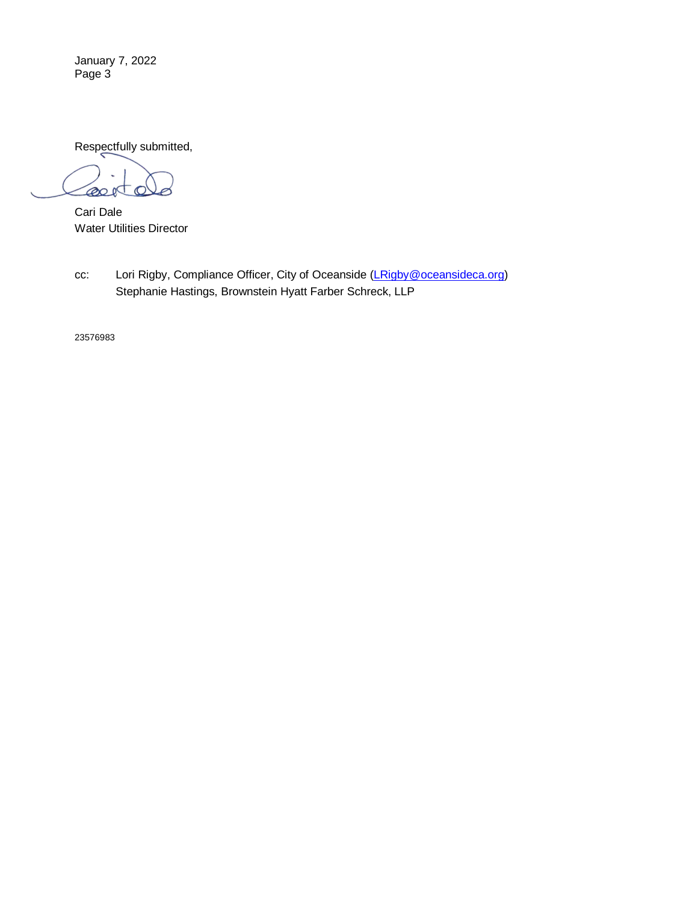Respectfully submitted,

Cari Dale
Water Utilities Director

cc: Lori Rigby, Compliance Officer, City of Oceanside (LRigby@oceansideca.org)
Stephanie Hastings, Brownstein Hyatt Farber Schreck, LLP

23576983